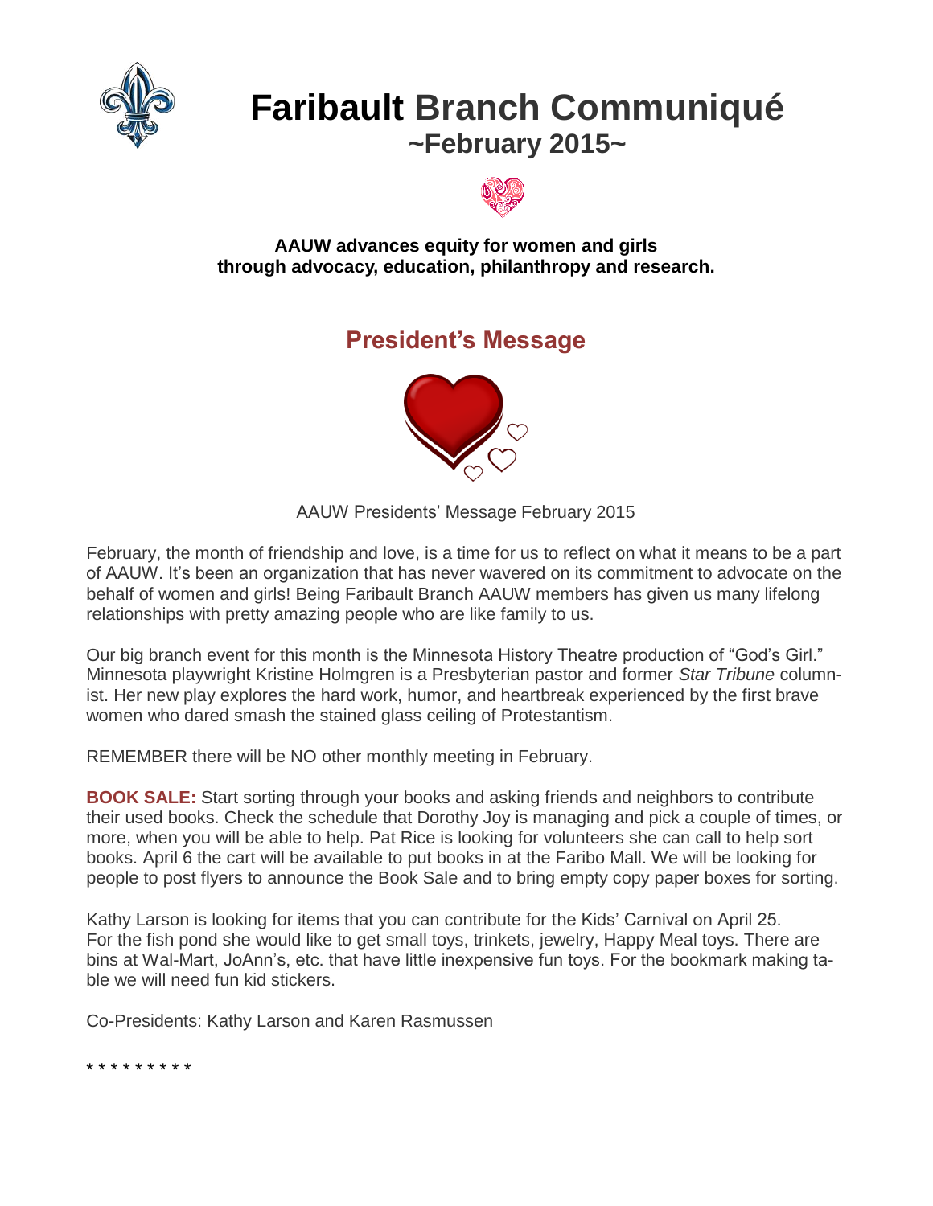# Faribault Branch Communiqué

## ~February 2015~

**AAUW advances equity for women and girls through advocacy, education, philanthropy and research.**

## President's Message

AAUW Presidents' Message February 2015

February, the month of friendship and love, is a time for us to reflect on what it means to be a part of AAUW. It's been an organization that has never wavered on its commitment to advocate on the behalf of women and girls! Being Faribault Branch AAUW members has given us many lifelong relationships with pretty amazing people who are like family to us.

Our big branch event for this month is the Minnesota History Theatre production of "God's Girl." Minnesota playwright Kristine Holmgren is a Presbyterian pastor and former *Star Tribune* columnist. Her new play explores the hard work, humor, and heartbreak experienced by the first brave women who dared smash the stained glass ceiling of Protestantism.

REMEMBER there will be NO other monthly meeting in February.

**BOOK SALE:** Start sorting through your books and asking friends and neighbors to contribute their used books. Check the schedule that Dorothy Joy is managing and pick a couple of times, or more, when you will be able to help. Pat Rice is looking for volunteers she can call to help sort books. April 6 the cart will be available to put books in at the Faribo Mall. We will be looking for people to post flyers to announce the Book Sale and to bring empty copy paper boxes for sorting.

Kathy Larson is looking for items that you can contribute for the Kids' Carnival on April 25. For the fish pond she would like to get small toys, trinkets, jewelry, Happy Meal toys. There are bins at Wal-Mart, JoAnn's, etc. that have little inexpensive fun toys. For the bookmark making table we will need fun kid stickers.

Co-Presidents: Kathy Larson and Karen Rasmussen

* * * * * * * * *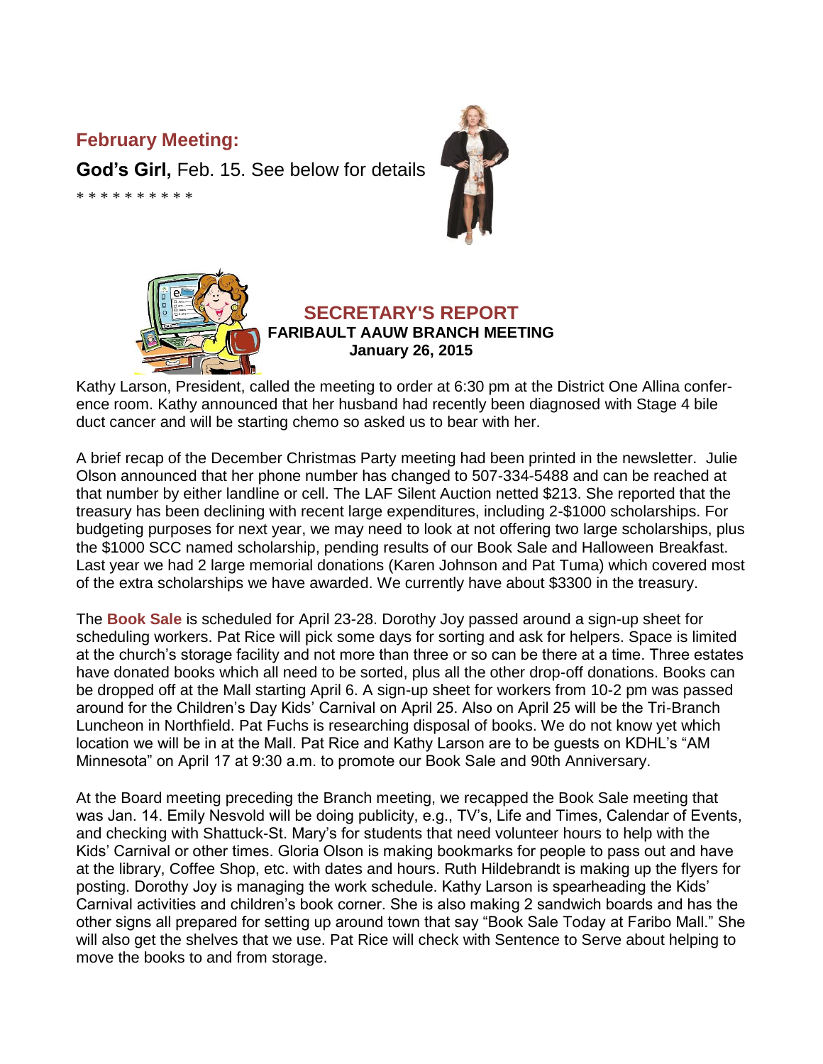## February Meeting:

**God's Girl,** Feb. 15. See below for details

* * * * * * * * * *

## SECRETARY'S REPORT

**FARIBAULT AAUW BRANCH MEETING**

**January 26, 2015**

Kathy Larson, President, called the meeting to order at 6:30 pm at the District One Allina conference room. Kathy announced that her husband had recently been diagnosed with Stage 4 bile duct cancer and will be starting chemo so asked us to bear with her.

A brief recap of the December Christmas Party meeting had been printed in the newsletter. Julie Olson announced that her phone number has changed to 507-334-5488 and can be reached at that number by either landline or cell. The LAF Silent Auction netted $213. She reported that the treasury has been declining with recent large expenditures, including 2-$1000 scholarships. For budgeting purposes for next year, we may need to look at not offering two large scholarships, plus the $1000 SCC named scholarship, pending results of our Book Sale and Halloween Breakfast. Last year we had 2 large memorial donations (Karen Johnson and Pat Tuma) which covered most of the extra scholarships we have awarded. We currently have about $3300 in the treasury.

The **Book Sale** is scheduled for April 23-28. Dorothy Joy passed around a sign-up sheet for scheduling workers. Pat Rice will pick some days for sorting and ask for helpers. Space is limited at the church's storage facility and not more than three or so can be there at a time. Three estates have donated books which all need to be sorted, plus all the other drop-off donations. Books can be dropped off at the Mall starting April 6. A sign-up sheet for workers from 10-2 pm was passed around for the Children's Day Kids' Carnival on April 25. Also on April 25 will be the Tri-Branch Luncheon in Northfield. Pat Fuchs is researching disposal of books. We do not know yet which location we will be in at the Mall. Pat Rice and Kathy Larson are to be guests on KDHL's "AM Minnesota" on April 17 at 9:30 a.m. to promote our Book Sale and 90th Anniversary.

At the Board meeting preceding the Branch meeting, we recapped the Book Sale meeting that was Jan. 14. Emily Nesvold will be doing publicity, e.g., TV's, Life and Times, Calendar of Events, and checking with Shattuck-St. Mary's for students that need volunteer hours to help with the Kids' Carnival or other times. Gloria Olson is making bookmarks for people to pass out and have at the library, Coffee Shop, etc. with dates and hours. Ruth Hildebrandt is making up the flyers for posting. Dorothy Joy is managing the work schedule. Kathy Larson is spearheading the Kids' Carnival activities and children's book corner. She is also making 2 sandwich boards and has the other signs all prepared for setting up around town that say "Book Sale Today at Faribo Mall." She will also get the shelves that we use. Pat Rice will check with Sentence to Serve about helping to move the books to and from storage.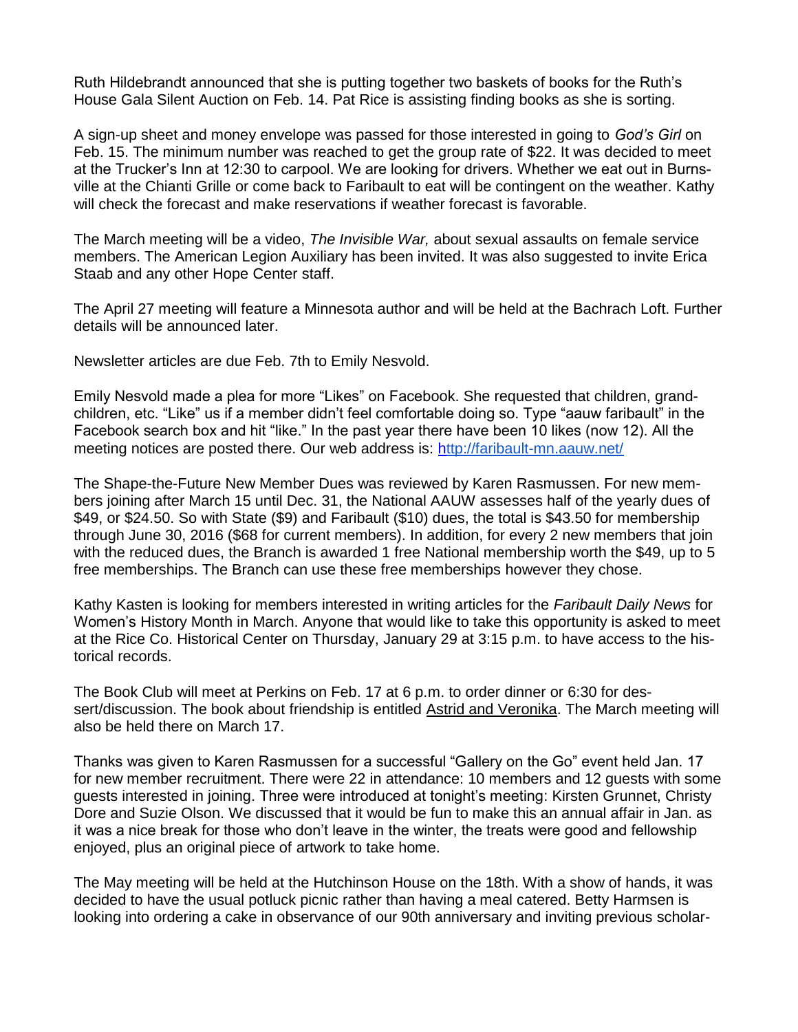Ruth Hildebrandt announced that she is putting together two baskets of books for the Ruth's House Gala Silent Auction on Feb. 14. Pat Rice is assisting finding books as she is sorting.

A sign-up sheet and money envelope was passed for those interested in going to *God's Girl* on Feb. 15. The minimum number was reached to get the group rate of $22. It was decided to meet at the Trucker's Inn at 12:30 to carpool. We are looking for drivers. Whether we eat out in Burnsville at the Chianti Grille or come back to Faribault to eat will be contingent on the weather. Kathy will check the forecast and make reservations if weather forecast is favorable.

The March meeting will be a video, *The Invisible War,* about sexual assaults on female service members. The American Legion Auxiliary has been invited. It was also suggested to invite Erica Staab and any other Hope Center staff.

The April 27 meeting will feature a Minnesota author and will be held at the Bachrach Loft. Further details will be announced later.

Newsletter articles are due Feb. 7th to Emily Nesvold.

Emily Nesvold made a plea for more "Likes" on Facebook. She requested that children, grandchildren, etc. "Like" us if a member didn't feel comfortable doing so. Type "aauw faribault" in the Facebook search box and hit "like." In the past year there have been 10 likes (now 12). All the meeting notices are posted there. Our web address is: [http://faribault-mn.aauw.net/](http://faribault-mn.aauw.net/)

The Shape-the-Future New Member Dues was reviewed by Karen Rasmussen. For new members joining after March 15 until Dec. 31, the National AAUW assesses half of the yearly dues of $49, or $24.50. So with State ($9) and Faribault ($10) dues, the total is $43.50 for membership through June 30, 2016 ($68 for current members). In addition, for every 2 new members that join with the reduced dues, the Branch is awarded 1 free National membership worth the $49, up to 5 free memberships. The Branch can use these free memberships however they chose.

Kathy Kasten is looking for members interested in writing articles for the *Faribault Daily News* for Women's History Month in March. Anyone that would like to take this opportunity is asked to meet at the Rice Co. Historical Center on Thursday, January 29 at 3:15 p.m. to have access to the historical records.

The Book Club will meet at Perkins on Feb. 17 at 6 p.m. to order dinner or 6:30 for dessert/discussion. The book about friendship is entitled <u>Astrid and Veronika</u>. The March meeting will also be held there on March 17.

Thanks was given to Karen Rasmussen for a successful "Gallery on the Go" event held Jan. 17 for new member recruitment. There were 22 in attendance: 10 members and 12 guests with some guests interested in joining. Three were introduced at tonight's meeting: Kirsten Grunnet, Christy Dore and Suzie Olson. We discussed that it would be fun to make this an annual affair in Jan. as it was a nice break for those who don't leave in the winter, the treats were good and fellowship enjoyed, plus an original piece of artwork to take home.

The May meeting will be held at the Hutchinson House on the 18th. With a show of hands, it was decided to have the usual potluck picnic rather than having a meal catered. Betty Harmsen is looking into ordering a cake in observance of our 90th anniversary and inviting previous scholar-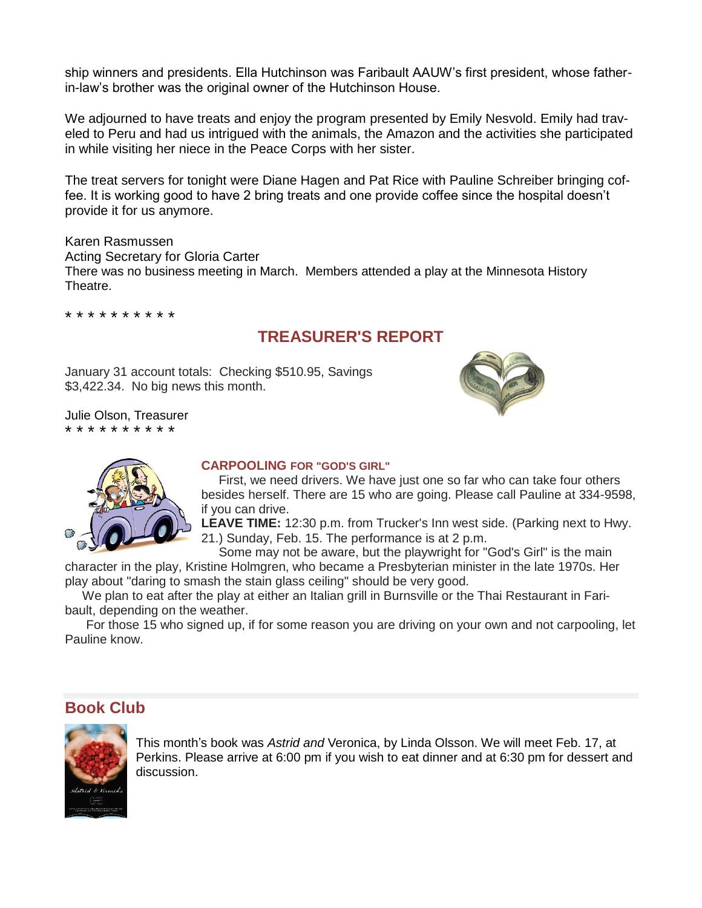ship winners and presidents. Ella Hutchinson was Faribault AAUW's first president, whose father-in-law's brother was the original owner of the Hutchinson House.

We adjourned to have treats and enjoy the program presented by Emily Nesvold. Emily had traveled to Peru and had us intrigued with the animals, the Amazon and the activities she participated in while visiting her niece in the Peace Corps with her sister.

The treat servers for tonight were Diane Hagen and Pat Rice with Pauline Schreiber bringing coffee. It is working good to have 2 bring treats and one provide coffee since the hospital doesn't provide it for us anymore.

Karen Rasmussen
Acting Secretary for Gloria Carter
There was no business meeting in March. Members attended a play at the Minnesota History Theatre.

* * * * * * * * * *

## TREASURER'S REPORT

January 31 account totals: Checking $510.95, Savings $3,422.34. No big news this month.

Julie Olson, Treasurer
* * * * * * * * * *

### CARPOOLING FOR "GOD'S GIRL"

First, we need drivers. We have just one so far who can take four others besides herself. There are 15 who are going. Please call Pauline at 334-9598, if you can drive.

**LEAVE TIME:** 12:30 p.m. from Trucker's Inn west side. (Parking next to Hwy. 21.) Sunday, Feb. 15. The performance is at 2 p.m.

Some may not be aware, but the playwright for "God's Girl" is the main character in the play, Kristine Holmgren, who became a Presbyterian minister in the late 1970s. Her play about "daring to smash the stain glass ceiling" should be very good.

We plan to eat after the play at either an Italian grill in Burnsville or the Thai Restaurant in Faribault, depending on the weather.

For those 15 who signed up, if for some reason you are driving on your own and not carpooling, let Pauline know.

## Book Club

This month's book was *Astrid and* Veronica, by Linda Olsson. We will meet Feb. 17, at Perkins. Please arrive at 6:00 pm if you wish to eat dinner and at 6:30 pm for dessert and discussion.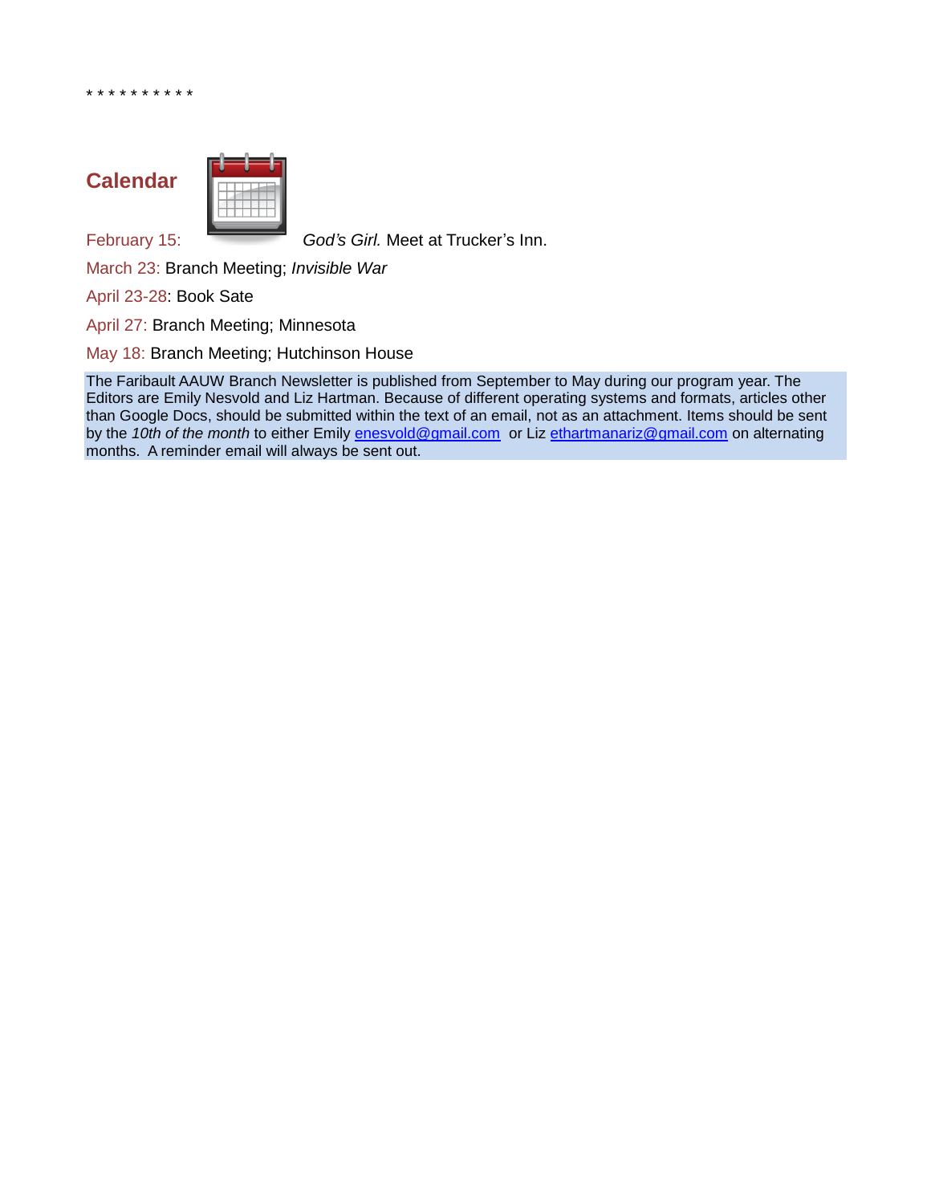* * * * * * * * * *

## Calendar

February 15: *God's Girl.* Meet at Trucker's Inn.

March 23: Branch Meeting; *Invisible War*

April 23-28: Book Sate

April 27: Branch Meeting; Minnesota

May 18: Branch Meeting; Hutchinson House

The Faribault AAUW Branch Newsletter is published from September to May during our program year. The Editors are Emily Nesvold and Liz Hartman. Because of different operating systems and formats, articles other than Google Docs, should be submitted within the text of an email, not as an attachment. Items should be sent by the *10th of the month* to either Emily enesvold@gmail.com or Liz ethartmanariz@gmail.com on alternating months. A reminder email will always be sent out.